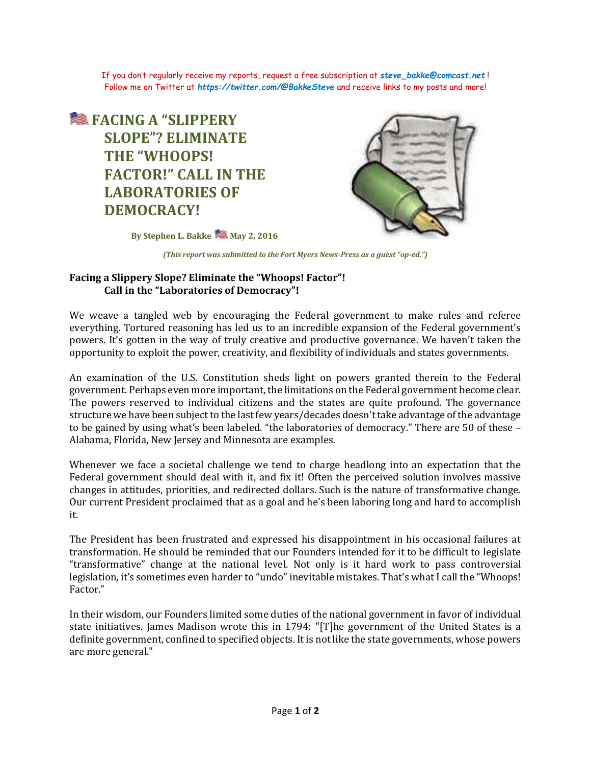If you don't regularly receive my reports, request a free subscription at **steve_bakke@comcast.net** !
Follow me on Twitter at **https://twitter.com/@BakkeSteve** and receive links to my posts and more!

# FACING A "SLIPPERY SLOPE"? ELIMINATE THE "WHOOPS! FACTOR!" CALL IN THE LABORATORIES OF DEMOCRACY!

**By Stephen L. Bakke May 2, 2016**

***(This report was submitted to the Fort Myers News-Press as a guest "op-ed.")***

**Facing a Slippery Slope? Eliminate the "Whoops! Factor"!**
**Call in the "Laboratories of Democracy"!**

We weave a tangled web by encouraging the Federal government to make rules and referee everything. Tortured reasoning has led us to an incredible expansion of the Federal government's powers. It's gotten in the way of truly creative and productive governance. We haven't taken the opportunity to exploit the power, creativity, and flexibility of individuals and states governments.

An examination of the U.S. Constitution sheds light on powers granted therein to the Federal government. Perhaps even more important, the limitations on the Federal government become clear. The powers reserved to individual citizens and the states are quite profound. The governance structure we have been subject to the last few years/decades doesn't take advantage of the advantage to be gained by using what's been labeled. "the laboratories of democracy." There are 50 of these – Alabama, Florida, New Jersey and Minnesota are examples.

Whenever we face a societal challenge we tend to charge headlong into an expectation that the Federal government should deal with it, and fix it! Often the perceived solution involves massive changes in attitudes, priorities, and redirected dollars. Such is the nature of transformative change. Our current President proclaimed that as a goal and he's been laboring long and hard to accomplish it.

The President has been frustrated and expressed his disappointment in his occasional failures at transformation. He should be reminded that our Founders intended for it to be difficult to legislate "transformative" change at the national level. Not only is it hard work to pass controversial legislation, it's sometimes even harder to "undo" inevitable mistakes. That's what I call the "Whoops! Factor."

In their wisdom, our Founders limited some duties of the national government in favor of individual state initiatives. James Madison wrote this in 1794: "[T]he government of the United States is a definite government, confined to specified objects. It is not like the state governments, whose powers are more general."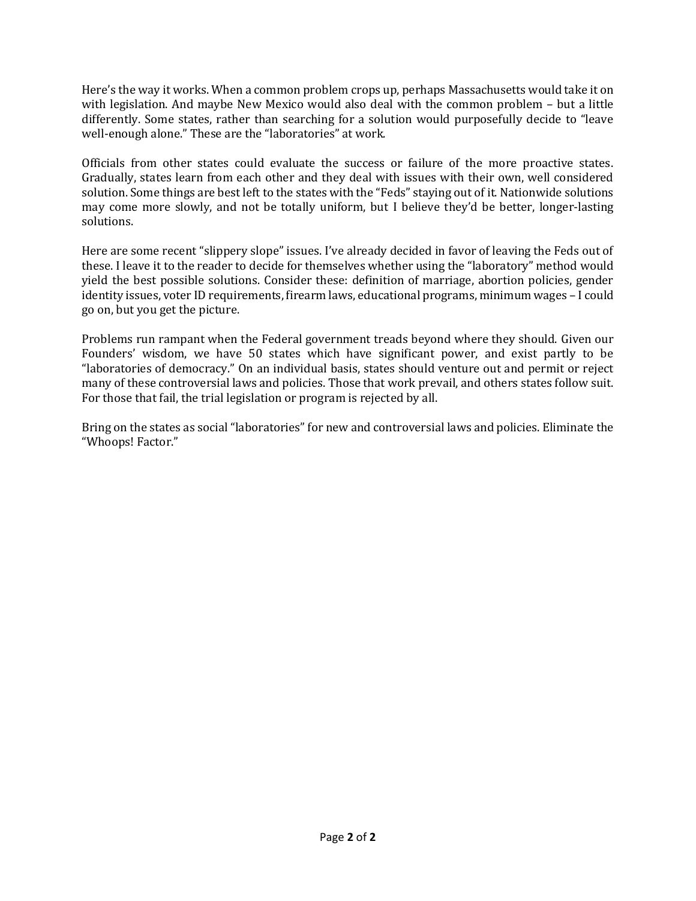Here's the way it works. When a common problem crops up, perhaps Massachusetts would take it on with legislation. And maybe New Mexico would also deal with the common problem – but a little differently. Some states, rather than searching for a solution would purposefully decide to "leave well-enough alone." These are the "laboratories" at work.

Officials from other states could evaluate the success or failure of the more proactive states. Gradually, states learn from each other and they deal with issues with their own, well considered solution. Some things are best left to the states with the "Feds" staying out of it. Nationwide solutions may come more slowly, and not be totally uniform, but I believe they'd be better, longer-lasting solutions.

Here are some recent "slippery slope" issues. I've already decided in favor of leaving the Feds out of these. I leave it to the reader to decide for themselves whether using the "laboratory" method would yield the best possible solutions. Consider these: definition of marriage, abortion policies, gender identity issues, voter ID requirements, firearm laws, educational programs, minimum wages – I could go on, but you get the picture.

Problems run rampant when the Federal government treads beyond where they should. Given our Founders' wisdom, we have 50 states which have significant power, and exist partly to be "laboratories of democracy." On an individual basis, states should venture out and permit or reject many of these controversial laws and policies. Those that work prevail, and others states follow suit. For those that fail, the trial legislation or program is rejected by all.

Bring on the states as social "laboratories" for new and controversial laws and policies. Eliminate the "Whoops! Factor."